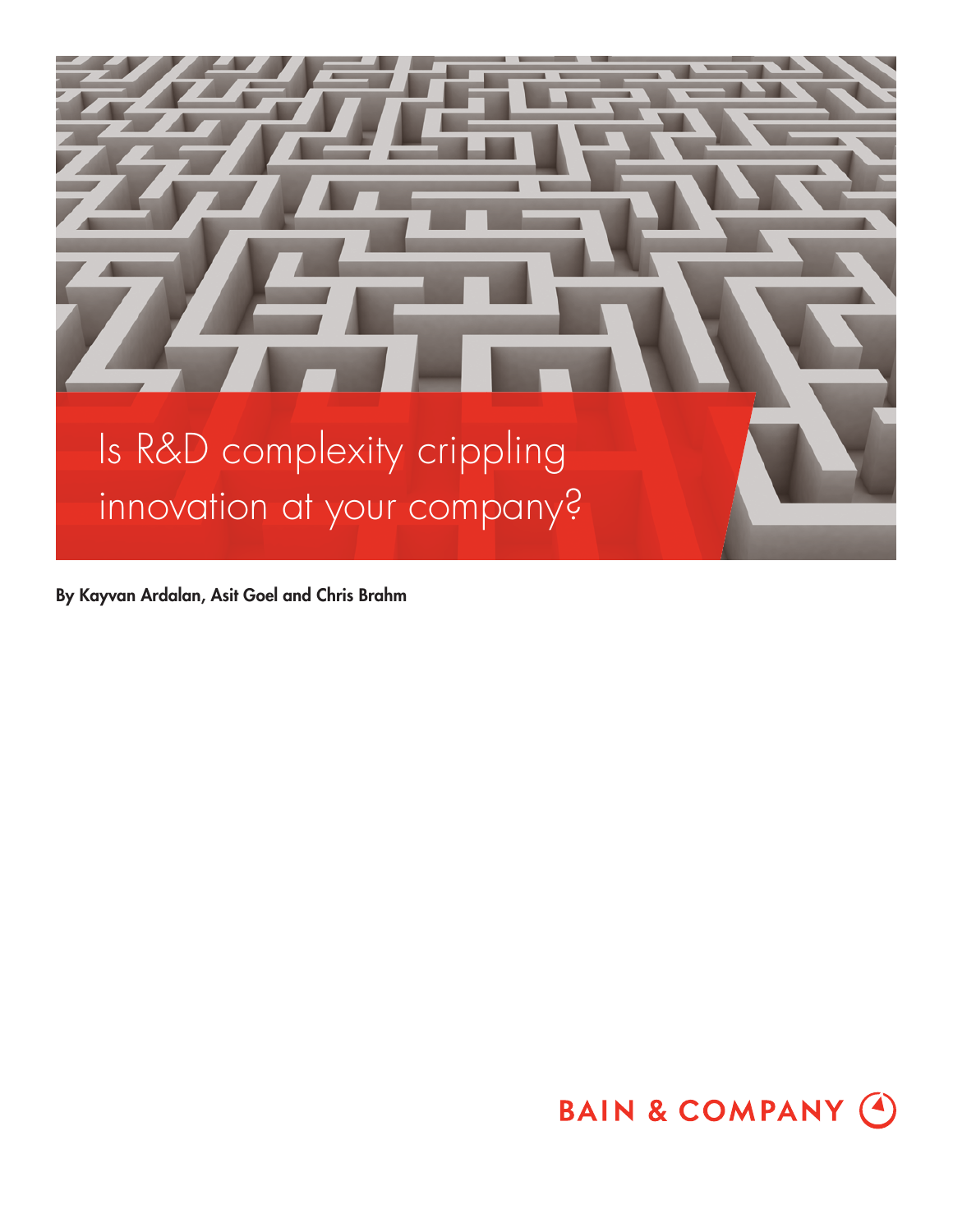# Is R&D complexity crippling innovation at your company?

**By Kayvan Ardalan, Asit Goel and Chris Brahm**

BAIN & COMPANY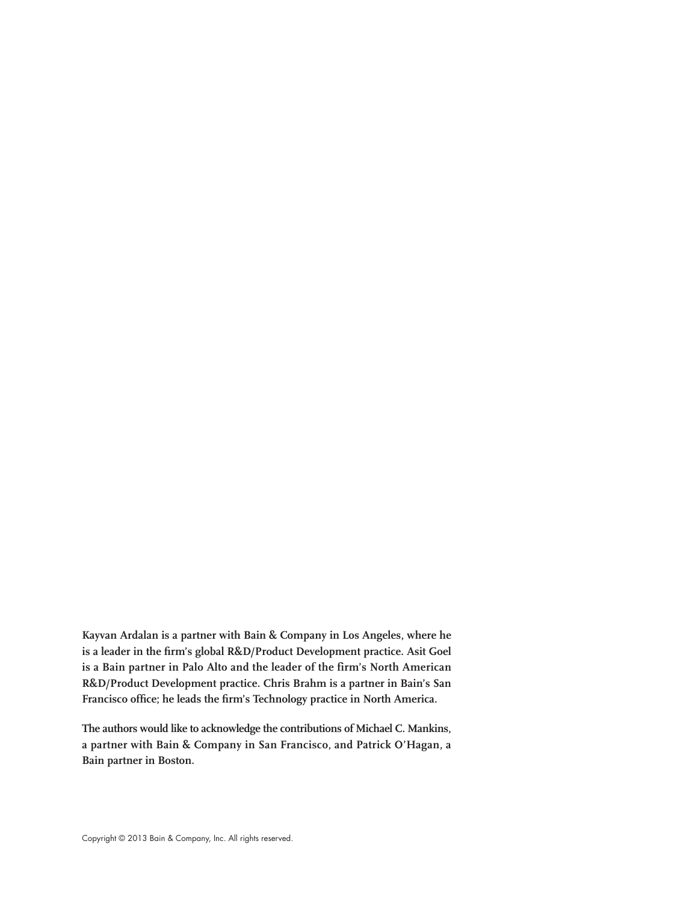**Kayvan Ardalan is a partner with Bain & Company in Los Angeles, where he is a leader in the firm's global R&D/Product Development practice. Asit Goel is a Bain partner in Palo Alto and the leader of the firm's North American R&D/Product Development practice. Chris Brahm is a partner in Bain's San Francisco office; he leads the firm's Technology practice in North America.**

**The authors would like to acknowledge the contributions of Michael C. Mankins, a partner with Bain & Company in San Francisco, and Patrick O'Hagan, a Bain partner in Boston.**

Copyright © 2013 Bain & Company, Inc. All rights reserved.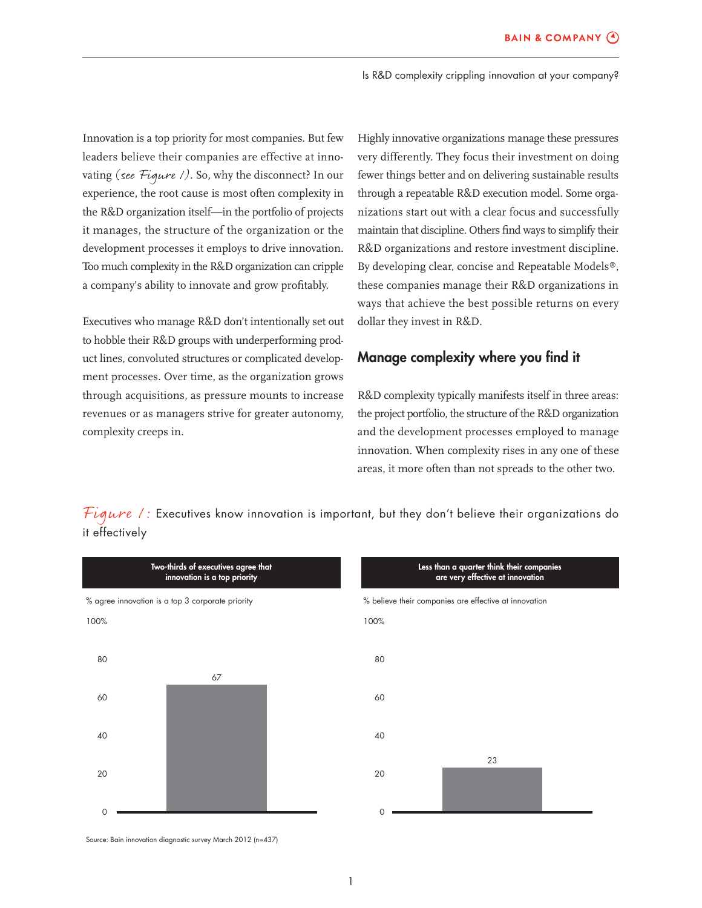Innovation is a top priority for most companies. But few leaders believe their companies are effective at innovating *(see Figure 1)*. So, why the disconnect? In our experience, the root cause is most often complexity in the R&D organization itself—in the portfolio of projects it manages, the structure of the organization or the development processes it employs to drive innovation. Too much complexity in the R&D organization can cripple a company's ability to innovate and grow profitably.

Executives who manage R&D don't intentionally set out to hobble their R&D groups with underperforming product lines, convoluted structures or complicated development processes. Over time, as the organization grows through acquisitions, as pressure mounts to increase revenues or as managers strive for greater autonomy, complexity creeps in.

Highly innovative organizations manage these pressures very differently. They focus their investment on doing fewer things better and on delivering sustainable results through a repeatable R&D execution model. Some organizations start out with a clear focus and successfully maintain that discipline. Others find ways to simplify their R&D organizations and restore investment discipline. By developing clear, concise and Repeatable Models®, these companies manage their R&D organizations in ways that achieve the best possible returns on every dollar they invest in R&D.

## Manage complexity where you find it

R&D complexity typically manifests itself in three areas: the project portfolio, the structure of the R&D organization and the development processes employed to manage innovation. When complexity rises in any one of these areas, it more often than not spreads to the other two.

*Figure 1:* Executives know innovation is important, but they don't believe their organizations do it effectively

**Two-thirds of executives agree that innovation is a top priority**

% agree innovation is a top 3 corporate priority

| | % |
|---|---|
| Agree innovation is a top 3 corporate priority | 67 |

**Less than a quarter think their companies are very effective at innovation**

% believe their companies are effective at innovation

| | % |
|---|---|
| Believe their companies are effective at innovation | 23 |

Source: Bain innovation diagnostic survey March 2012 (n=437)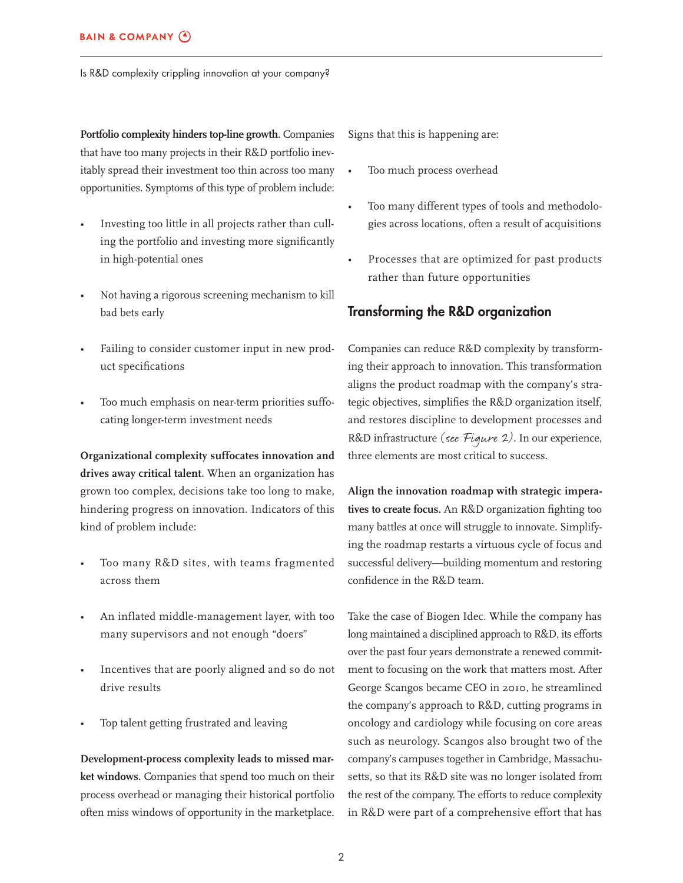**Portfolio complexity hinders top-line growth.** Companies that have too many projects in their R&D portfolio inevitably spread their investment too thin across too many opportunities. Symptoms of this type of problem include:

- Investing too little in all projects rather than culling the portfolio and investing more significantly in high-potential ones
- Not having a rigorous screening mechanism to kill bad bets early
- Failing to consider customer input in new product specifications
- Too much emphasis on near-term priorities suffocating longer-term investment needs

**Organizational complexity suffocates innovation and drives away critical talent.** When an organization has grown too complex, decisions take too long to make, hindering progress on innovation. Indicators of this kind of problem include:

- Too many R&D sites, with teams fragmented across them
- An inflated middle-management layer, with too many supervisors and not enough "doers"
- Incentives that are poorly aligned and so do not drive results
- Top talent getting frustrated and leaving

**Development-process complexity leads to missed market windows.** Companies that spend too much on their process overhead or managing their historical portfolio often miss windows of opportunity in the marketplace. Signs that this is happening are:

- Too much process overhead
- Too many different types of tools and methodologies across locations, often a result of acquisitions
- Processes that are optimized for past products rather than future opportunities

## Transforming the R&D organization

Companies can reduce R&D complexity by transforming their approach to innovation. This transformation aligns the product roadmap with the company's strategic objectives, simplifies the R&D organization itself, and restores discipline to development processes and R&D infrastructure *(see Figure 2)*. In our experience, three elements are most critical to success.

**Align the innovation roadmap with strategic imperatives to create focus.** An R&D organization fighting too many battles at once will struggle to innovate. Simplifying the roadmap restarts a virtuous cycle of focus and successful delivery—building momentum and restoring confidence in the R&D team.

Take the case of Biogen Idec. While the company has long maintained a disciplined approach to R&D, its efforts over the past four years demonstrate a renewed commitment to focusing on the work that matters most. After George Scangos became CEO in 2010, he streamlined the company's approach to R&D, cutting programs in oncology and cardiology while focusing on core areas such as neurology. Scangos also brought two of the company's campuses together in Cambridge, Massachusetts, so that its R&D site was no longer isolated from the rest of the company. The efforts to reduce complexity in R&D were part of a comprehensive effort that has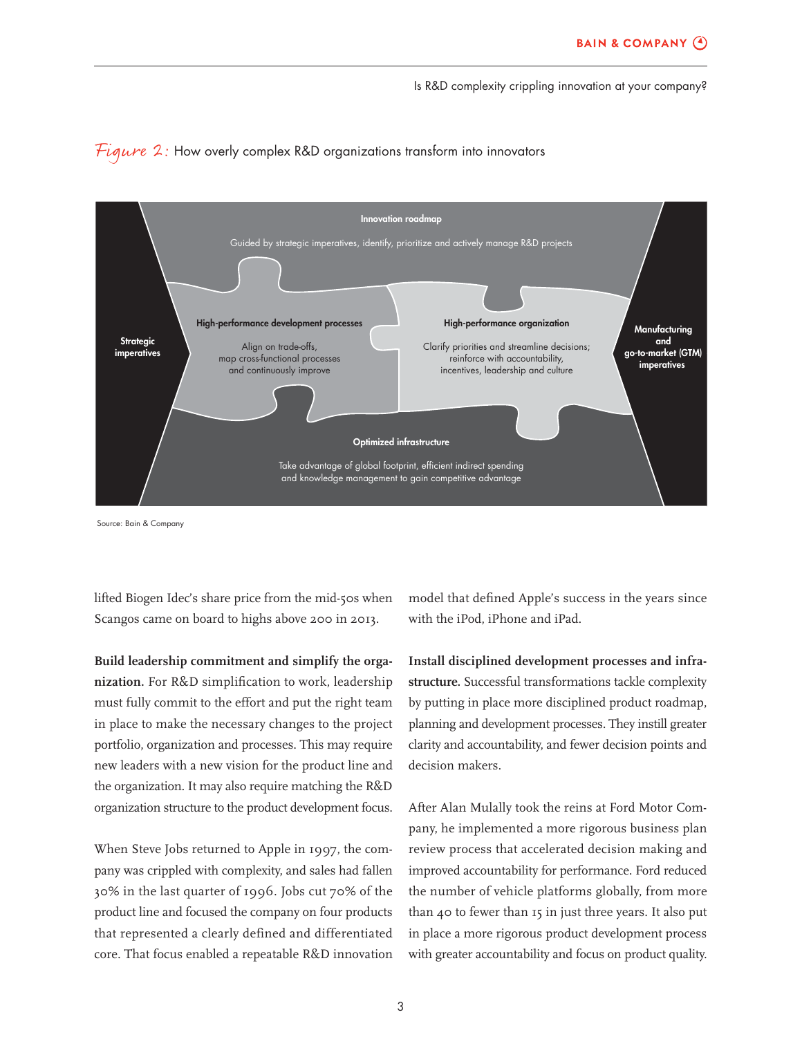*Figure 2:* How overly complex R&D organizations transform into innovators

**Innovation roadmap**

Guided by strategic imperatives, identify, prioritize and actively manage R&D projects

**Strategic imperatives**

**High-performance development processes**

Align on trade-offs, map cross-functional processes and continuously improve

**High-performance organization**

Clarify priorities and streamline decisions; reinforce with accountability, incentives, leadership and culture

**Manufacturing and go-to-market (GTM) imperatives**

**Optimized infrastructure**

Take advantage of global footprint, efficient indirect spending and knowledge management to gain competitive advantage

Source: Bain & Company

lifted Biogen Idec's share price from the mid-50s when Scangos came on board to highs above 200 in 2013.

**Build leadership commitment and simplify the organization.** For R&D simplification to work, leadership must fully commit to the effort and put the right team in place to make the necessary changes to the project portfolio, organization and processes. This may require new leaders with a new vision for the product line and the organization. It may also require matching the R&D organization structure to the product development focus.

When Steve Jobs returned to Apple in 1997, the company was crippled with complexity, and sales had fallen 30% in the last quarter of 1996. Jobs cut 70% of the product line and focused the company on four products that represented a clearly defined and differentiated core. That focus enabled a repeatable R&D innovation model that defined Apple's success in the years since with the iPod, iPhone and iPad.

**Install disciplined development processes and infrastructure.** Successful transformations tackle complexity by putting in place more disciplined product roadmap, planning and development processes. They instill greater clarity and accountability, and fewer decision points and decision makers.

After Alan Mulally took the reins at Ford Motor Company, he implemented a more rigorous business plan review process that accelerated decision making and improved accountability for performance. Ford reduced the number of vehicle platforms globally, from more than 40 to fewer than 15 in just three years. It also put in place a more rigorous product development process with greater accountability and focus on product quality.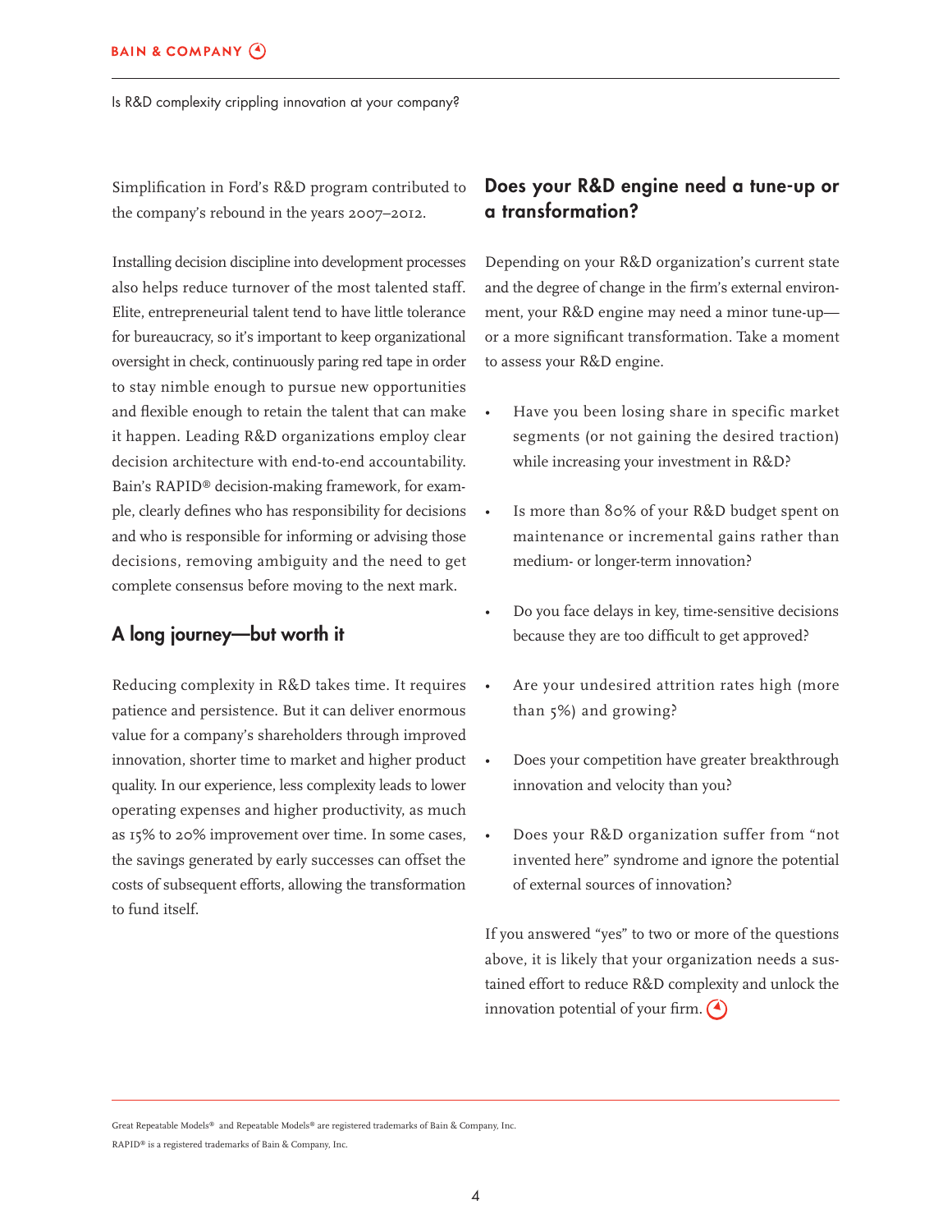Simplification in Ford's R&D program contributed to the company's rebound in the years 2007–2012.

Installing decision discipline into development processes also helps reduce turnover of the most talented staff. Elite, entrepreneurial talent tend to have little tolerance for bureaucracy, so it's important to keep organizational oversight in check, continuously paring red tape in order to stay nimble enough to pursue new opportunities and flexible enough to retain the talent that can make it happen. Leading R&D organizations employ clear decision architecture with end-to-end accountability. Bain's RAPID® decision-making framework, for example, clearly defines who has responsibility for decisions and who is responsible for informing or advising those decisions, removing ambiguity and the need to get complete consensus before moving to the next mark.

## A long journey—but worth it

Reducing complexity in R&D takes time. It requires patience and persistence. But it can deliver enormous value for a company's shareholders through improved innovation, shorter time to market and higher product quality. In our experience, less complexity leads to lower operating expenses and higher productivity, as much as 15% to 20% improvement over time. In some cases, the savings generated by early successes can offset the costs of subsequent efforts, allowing the transformation to fund itself.

## Does your R&D engine need a tune-up or a transformation?

Depending on your R&D organization's current state and the degree of change in the firm's external environment, your R&D engine may need a minor tune-up—or a more significant transformation. Take a moment to assess your R&D engine.

- Have you been losing share in specific market segments (or not gaining the desired traction) while increasing your investment in R&D?
- Is more than 80% of your R&D budget spent on maintenance or incremental gains rather than medium- or longer-term innovation?
- Do you face delays in key, time-sensitive decisions because they are too difficult to get approved?
- Are your undesired attrition rates high (more than 5%) and growing?
- Does your competition have greater breakthrough innovation and velocity than you?
- Does your R&D organization suffer from "not invented here" syndrome and ignore the potential of external sources of innovation?

If you answered "yes" to two or more of the questions above, it is likely that your organization needs a sustained effort to reduce R&D complexity and unlock the innovation potential of your firm.

Great Repeatable Models® and Repeatable Models® are registered trademarks of Bain & Company, Inc.

RAPID® is a registered trademarks of Bain & Company, Inc.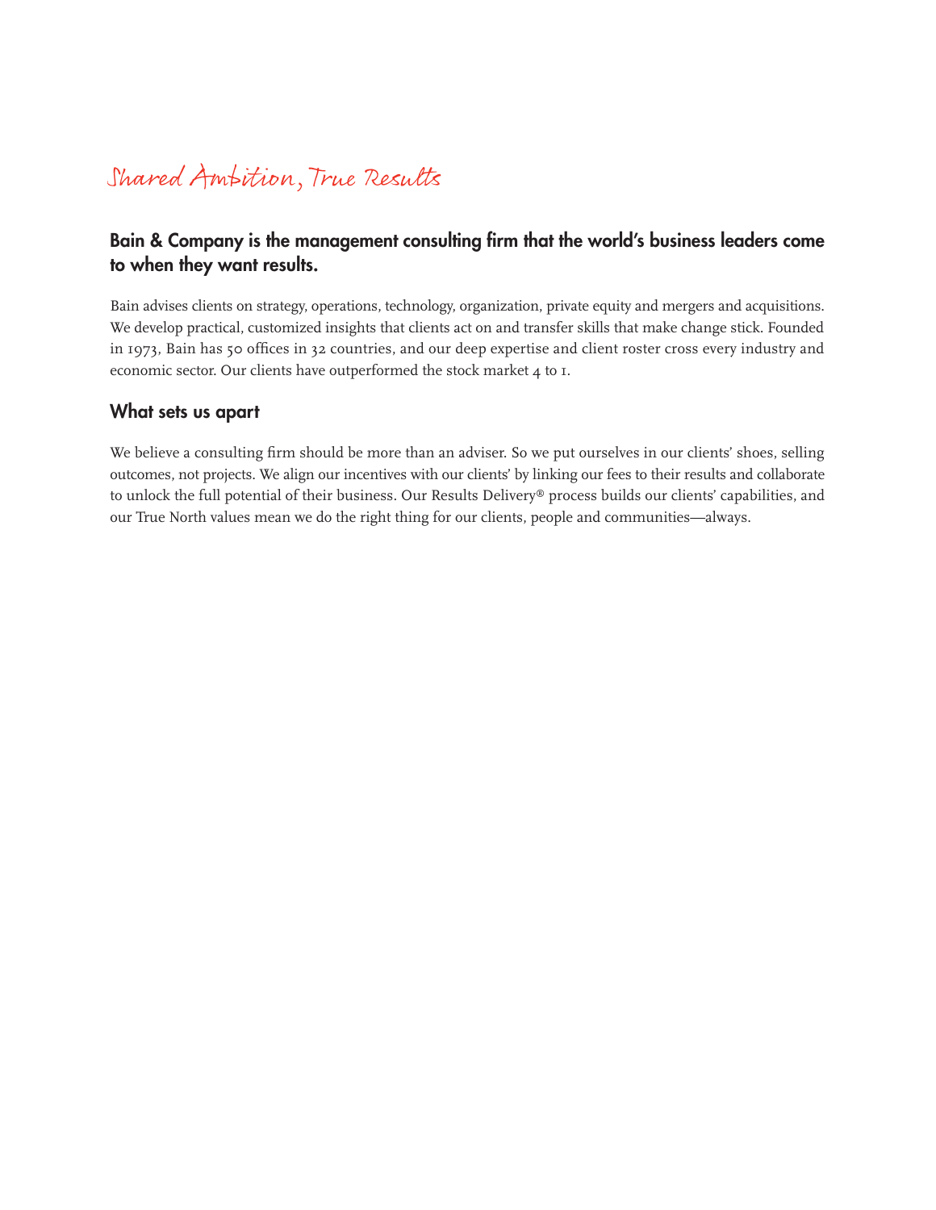# *Shared Ambition, True Results*

## Bain & Company is the management consulting firm that the world's business leaders come to when they want results.

Bain advises clients on strategy, operations, technology, organization, private equity and mergers and acquisitions. We develop practical, customized insights that clients act on and transfer skills that make change stick. Founded in 1973, Bain has 50 offices in 32 countries, and our deep expertise and client roster cross every industry and economic sector. Our clients have outperformed the stock market 4 to 1.

## What sets us apart

We believe a consulting firm should be more than an adviser. So we put ourselves in our clients' shoes, selling outcomes, not projects. We align our incentives with our clients' by linking our fees to their results and collaborate to unlock the full potential of their business. Our Results Delivery® process builds our clients' capabilities, and our True North values mean we do the right thing for our clients, people and communities—always.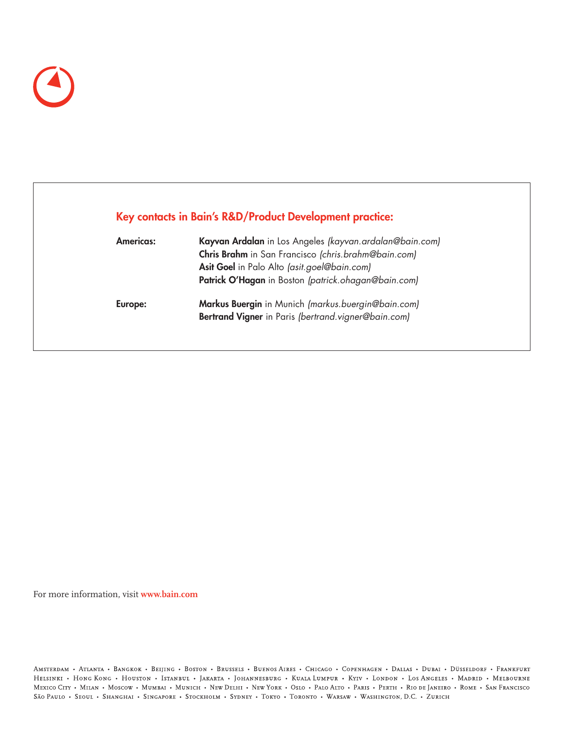## Key contacts in Bain's R&D/Product Development practice:

**Americas:**

**Kayvan Ardalan** in Los Angeles *(kayvan.ardalan@bain.com)*
**Chris Brahm** in San Francisco *(chris.brahm@bain.com)*
**Asit Goel** in Palo Alto *(asit.goel@bain.com)*
**Patrick O'Hagan** in Boston *(patrick.ohagan@bain.com)*

**Europe:**

**Markus Buergin** in Munich *(markus.buergin@bain.com)*
**Bertrand Vigner** in Paris *(bertrand.vigner@bain.com)*

For more information, visit **www.bain.com**

Amsterdam • Atlanta • Bangkok • Beijing • Boston • Brussels • Buenos Aires • Chicago • Copenhagen • Dallas • Dubai • Düsseldorf • Frankfurt
Helsinki • Hong Kong • Houston • Istanbul • Jakarta • Johannesburg • Kuala Lumpur • Kyiv • London • Los Angeles • Madrid • Melbourne
Mexico City • Milan • Moscow • Mumbai • Munich • New Delhi • New York • Oslo • Palo Alto • Paris • Perth • Rio de Janeiro • Rome • San Francisco
São Paulo • Seoul • Shanghai • Singapore • Stockholm • Sydney • Tokyo • Toronto • Warsaw • Washington, D.C. • Zurich